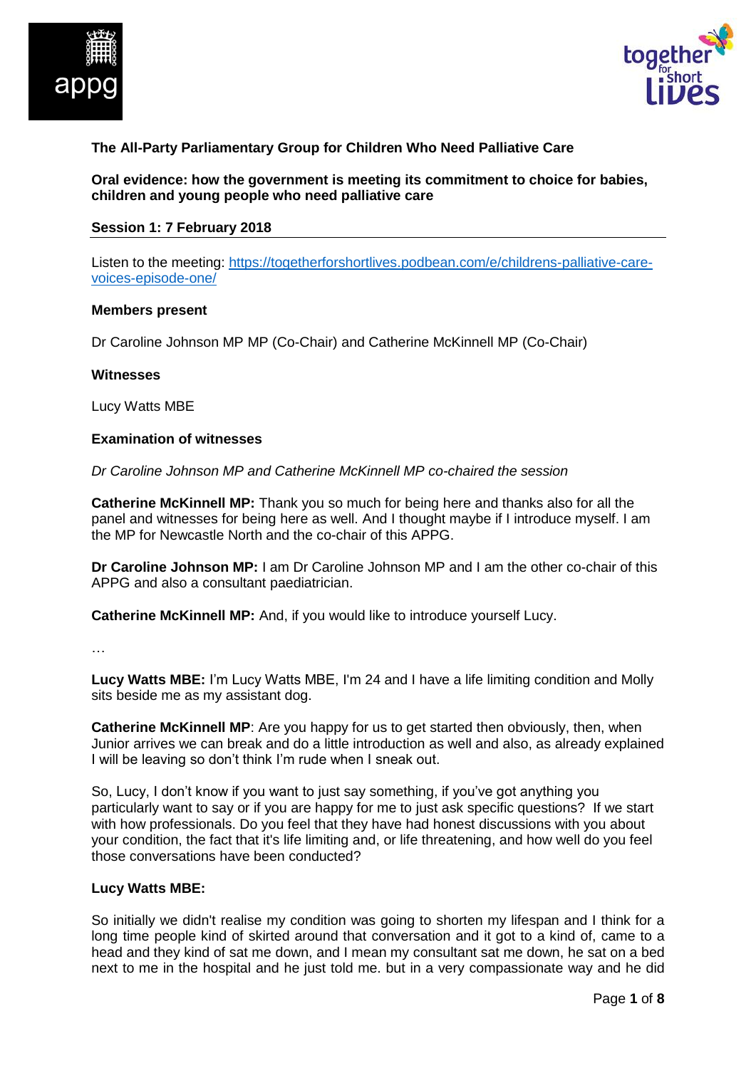**The All-Party Parliamentary Group for Children Who Need Palliative Care**

**Oral evidence: how the government is meeting its commitment to choice for babies, children and young people who need palliative care**

**Session 1: 7 February 2018**

Listen to the meeting: [https://togetherforshortlives.podbean.com/e/childrens-palliative-care-voices-episode-one/](https://togetherforshortlives.podbean.com/e/childrens-palliative-care-voices-episode-one/)

**Members present**

Dr Caroline Johnson MP MP (Co-Chair) and Catherine McKinnell MP (Co-Chair)

**Witnesses**

Lucy Watts MBE

**Examination of witnesses**

*Dr Caroline Johnson MP and Catherine McKinnell MP co-chaired the session*

**Catherine McKinnell MP:** Thank you so much for being here and thanks also for all the panel and witnesses for being here as well. And I thought maybe if I introduce myself. I am the MP for Newcastle North and the co-chair of this APPG.

**Dr Caroline Johnson MP:** I am Dr Caroline Johnson MP and I am the other co-chair of this APPG and also a consultant paediatrician.

**Catherine McKinnell MP:** And, if you would like to introduce yourself Lucy.

…

**Lucy Watts MBE:** I'm Lucy Watts MBE, I'm 24 and I have a life limiting condition and Molly sits beside me as my assistant dog.

**Catherine McKinnell MP**: Are you happy for us to get started then obviously, then, when Junior arrives we can break and do a little introduction as well and also, as already explained I will be leaving so don't think I'm rude when I sneak out.

So, Lucy, I don't know if you want to just say something, if you've got anything you particularly want to say or if you are happy for me to just ask specific questions? If we start with how professionals. Do you feel that they have had honest discussions with you about your condition, the fact that it's life limiting and, or life threatening, and how well do you feel those conversations have been conducted?

**Lucy Watts MBE:**

So initially we didn't realise my condition was going to shorten my lifespan and I think for a long time people kind of skirted around that conversation and it got to a kind of, came to a head and they kind of sat me down, and I mean my consultant sat me down, he sat on a bed next to me in the hospital and he just told me. but in a very compassionate way and he did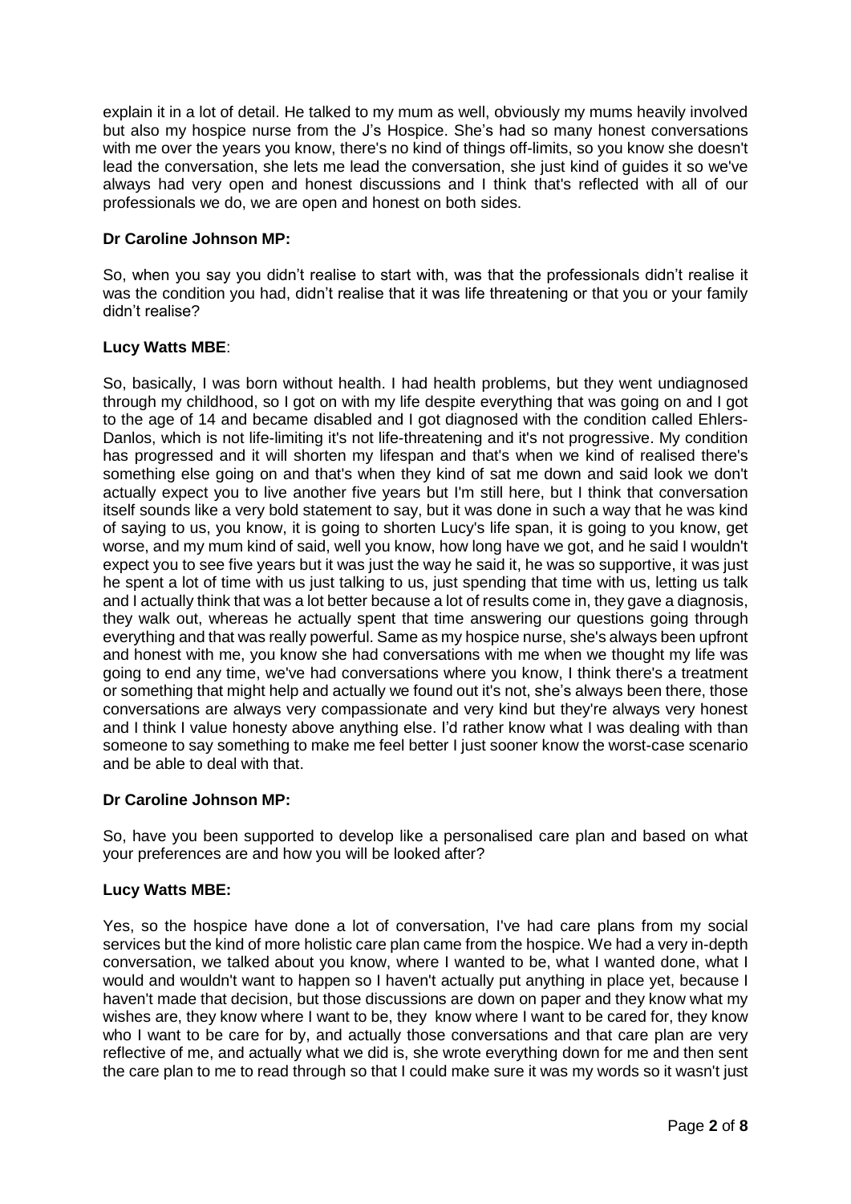explain it in a lot of detail. He talked to my mum as well, obviously my mums heavily involved but also my hospice nurse from the J's Hospice. She's had so many honest conversations with me over the years you know, there's no kind of things off-limits, so you know she doesn't lead the conversation, she lets me lead the conversation, she just kind of guides it so we've always had very open and honest discussions and I think that's reflected with all of our professionals we do, we are open and honest on both sides.

**Dr Caroline Johnson MP:**

So, when you say you didn't realise to start with, was that the professionals didn't realise it was the condition you had, didn't realise that it was life threatening or that you or your family didn't realise?

**Lucy Watts MBE**:

So, basically, I was born without health. I had health problems, but they went undiagnosed through my childhood, so I got on with my life despite everything that was going on and I got to the age of 14 and became disabled and I got diagnosed with the condition called Ehlers-Danlos, which is not life-limiting it's not life-threatening and it's not progressive. My condition has progressed and it will shorten my lifespan and that's when we kind of realised there's something else going on and that's when they kind of sat me down and said look we don't actually expect you to live another five years but I'm still here, but I think that conversation itself sounds like a very bold statement to say, but it was done in such a way that he was kind of saying to us, you know, it is going to shorten Lucy's life span, it is going to you know, get worse, and my mum kind of said, well you know, how long have we got, and he said I wouldn't expect you to see five years but it was just the way he said it, he was so supportive, it was just he spent a lot of time with us just talking to us, just spending that time with us, letting us talk and I actually think that was a lot better because a lot of results come in, they gave a diagnosis, they walk out, whereas he actually spent that time answering our questions going through everything and that was really powerful. Same as my hospice nurse, she's always been upfront and honest with me, you know she had conversations with me when we thought my life was going to end any time, we've had conversations where you know, I think there's a treatment or something that might help and actually we found out it's not, she's always been there, those conversations are always very compassionate and very kind but they're always very honest and I think I value honesty above anything else. I'd rather know what I was dealing with than someone to say something to make me feel better I just sooner know the worst-case scenario and be able to deal with that.

**Dr Caroline Johnson MP:**

So, have you been supported to develop like a personalised care plan and based on what your preferences are and how you will be looked after?

**Lucy Watts MBE:**

Yes, so the hospice have done a lot of conversation, I've had care plans from my social services but the kind of more holistic care plan came from the hospice. We had a very in-depth conversation, we talked about you know, where I wanted to be, what I wanted done, what I would and wouldn't want to happen so I haven't actually put anything in place yet, because I haven't made that decision, but those discussions are down on paper and they know what my wishes are, they know where I want to be, they know where I want to be cared for, they know who I want to be care for by, and actually those conversations and that care plan are very reflective of me, and actually what we did is, she wrote everything down for me and then sent the care plan to me to read through so that I could make sure it was my words so it wasn't just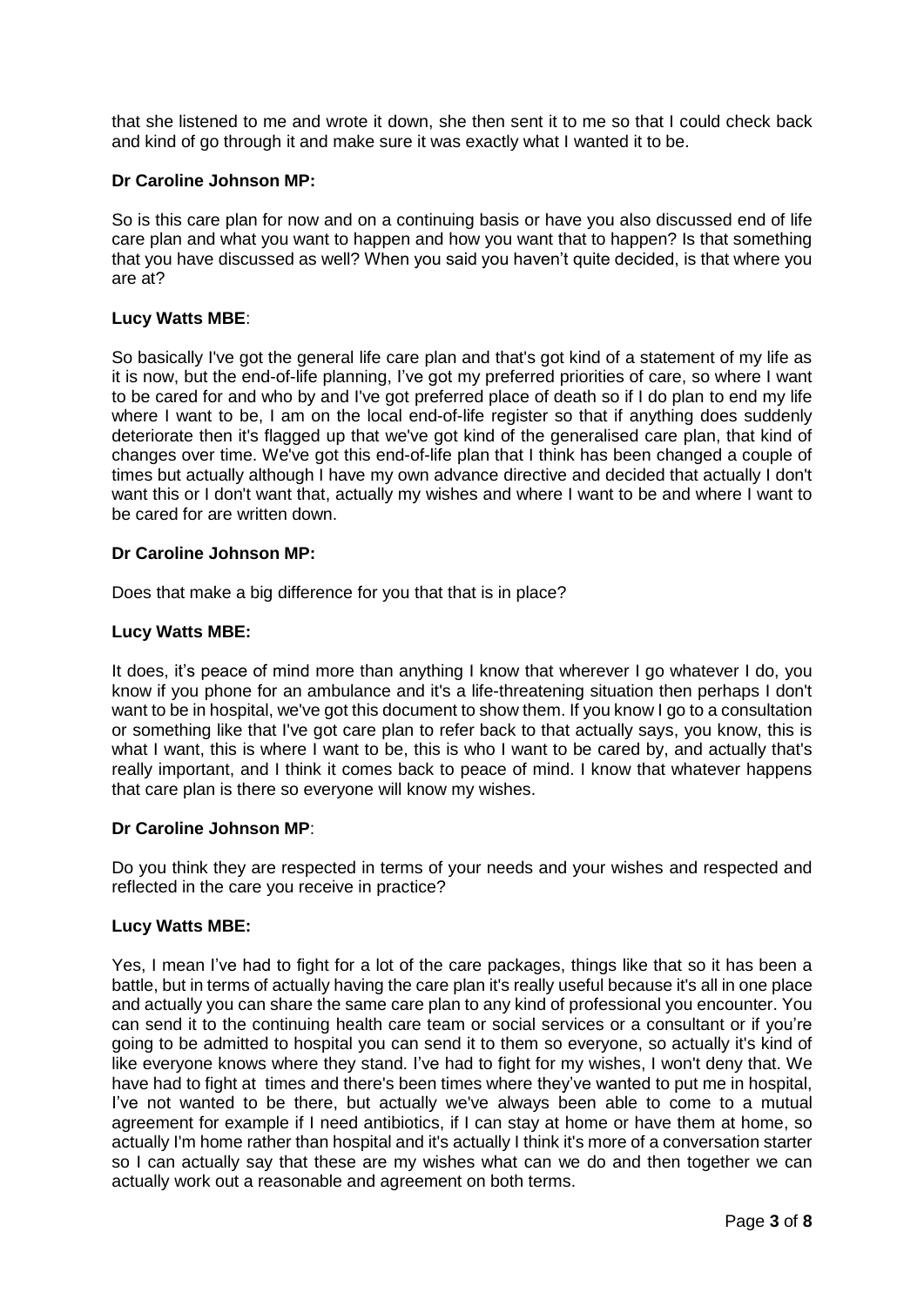that she listened to me and wrote it down, she then sent it to me so that I could check back and kind of go through it and make sure it was exactly what I wanted it to be.

**Dr Caroline Johnson MP:**

So is this care plan for now and on a continuing basis or have you also discussed end of life care plan and what you want to happen and how you want that to happen? Is that something that you have discussed as well? When you said you haven't quite decided, is that where you are at?

**Lucy Watts MBE**:

So basically I've got the general life care plan and that's got kind of a statement of my life as it is now, but the end-of-life planning, I've got my preferred priorities of care, so where I want to be cared for and who by and I've got preferred place of death so if I do plan to end my life where I want to be, I am on the local end-of-life register so that if anything does suddenly deteriorate then it's flagged up that we've got kind of the generalised care plan, that kind of changes over time. We've got this end-of-life plan that I think has been changed a couple of times but actually although I have my own advance directive and decided that actually I don't want this or I don't want that, actually my wishes and where I want to be and where I want to be cared for are written down.

**Dr Caroline Johnson MP:**

Does that make a big difference for you that that is in place?

**Lucy Watts MBE:**

It does, it's peace of mind more than anything I know that wherever I go whatever I do, you know if you phone for an ambulance and it's a life-threatening situation then perhaps I don't want to be in hospital, we've got this document to show them. If you know I go to a consultation or something like that I've got care plan to refer back to that actually says, you know, this is what I want, this is where I want to be, this is who I want to be cared by, and actually that's really important, and I think it comes back to peace of mind. I know that whatever happens that care plan is there so everyone will know my wishes.

**Dr Caroline Johnson MP**:

Do you think they are respected in terms of your needs and your wishes and respected and reflected in the care you receive in practice?

**Lucy Watts MBE:**

Yes, I mean I've had to fight for a lot of the care packages, things like that so it has been a battle, but in terms of actually having the care plan it's really useful because it's all in one place and actually you can share the same care plan to any kind of professional you encounter. You can send it to the continuing health care team or social services or a consultant or if you're going to be admitted to hospital you can send it to them so everyone, so actually it's kind of like everyone knows where they stand. I've had to fight for my wishes, I won't deny that. We have had to fight at times and there's been times where they've wanted to put me in hospital, I've not wanted to be there, but actually we've always been able to come to a mutual agreement for example if I need antibiotics, if I can stay at home or have them at home, so actually I'm home rather than hospital and it's actually I think it's more of a conversation starter so I can actually say that these are my wishes what can we do and then together we can actually work out a reasonable and agreement on both terms.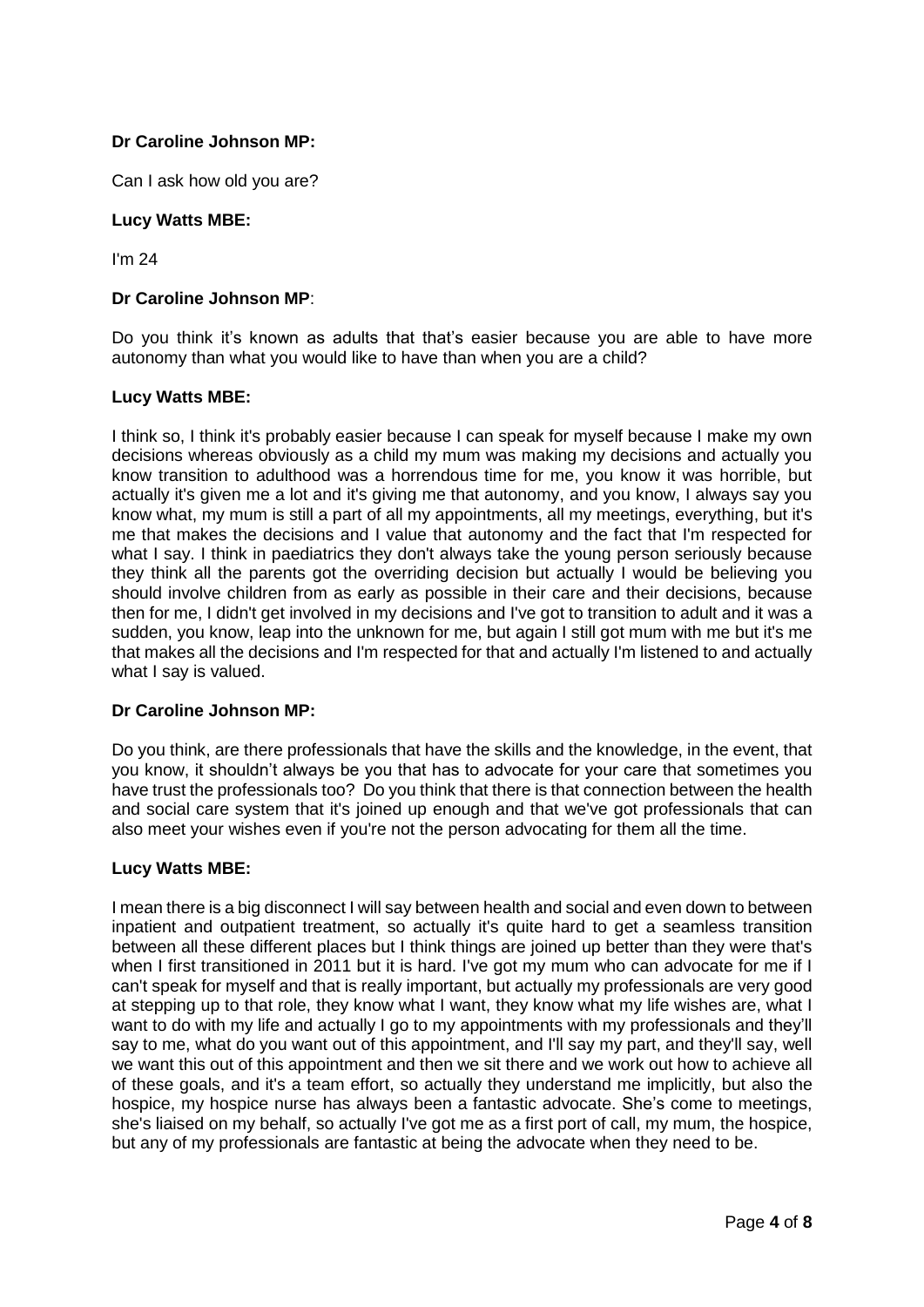**Dr Caroline Johnson MP:**

Can I ask how old you are?

**Lucy Watts MBE:**

I'm 24

**Dr Caroline Johnson MP**:

Do you think it's known as adults that that's easier because you are able to have more autonomy than what you would like to have than when you are a child?

**Lucy Watts MBE:**

I think so, I think it's probably easier because I can speak for myself because I make my own decisions whereas obviously as a child my mum was making my decisions and actually you know transition to adulthood was a horrendous time for me, you know it was horrible, but actually it's given me a lot and it's giving me that autonomy, and you know, I always say you know what, my mum is still a part of all my appointments, all my meetings, everything, but it's me that makes the decisions and I value that autonomy and the fact that I'm respected for what I say. I think in paediatrics they don't always take the young person seriously because they think all the parents got the overriding decision but actually I would be believing you should involve children from as early as possible in their care and their decisions, because then for me, I didn't get involved in my decisions and I've got to transition to adult and it was a sudden, you know, leap into the unknown for me, but again I still got mum with me but it's me that makes all the decisions and I'm respected for that and actually I'm listened to and actually what I say is valued.

**Dr Caroline Johnson MP:**

Do you think, are there professionals that have the skills and the knowledge, in the event, that you know, it shouldn't always be you that has to advocate for your care that sometimes you have trust the professionals too? Do you think that there is that connection between the health and social care system that it's joined up enough and that we've got professionals that can also meet your wishes even if you're not the person advocating for them all the time.

**Lucy Watts MBE:**

I mean there is a big disconnect I will say between health and social and even down to between inpatient and outpatient treatment, so actually it's quite hard to get a seamless transition between all these different places but I think things are joined up better than they were that's when I first transitioned in 2011 but it is hard. I've got my mum who can advocate for me if I can't speak for myself and that is really important, but actually my professionals are very good at stepping up to that role, they know what I want, they know what my life wishes are, what I want to do with my life and actually I go to my appointments with my professionals and they'll say to me, what do you want out of this appointment, and I'll say my part, and they'll say, well we want this out of this appointment and then we sit there and we work out how to achieve all of these goals, and it's a team effort, so actually they understand me implicitly, but also the hospice, my hospice nurse has always been a fantastic advocate. She's come to meetings, she's liaised on my behalf, so actually I've got me as a first port of call, my mum, the hospice, but any of my professionals are fantastic at being the advocate when they need to be.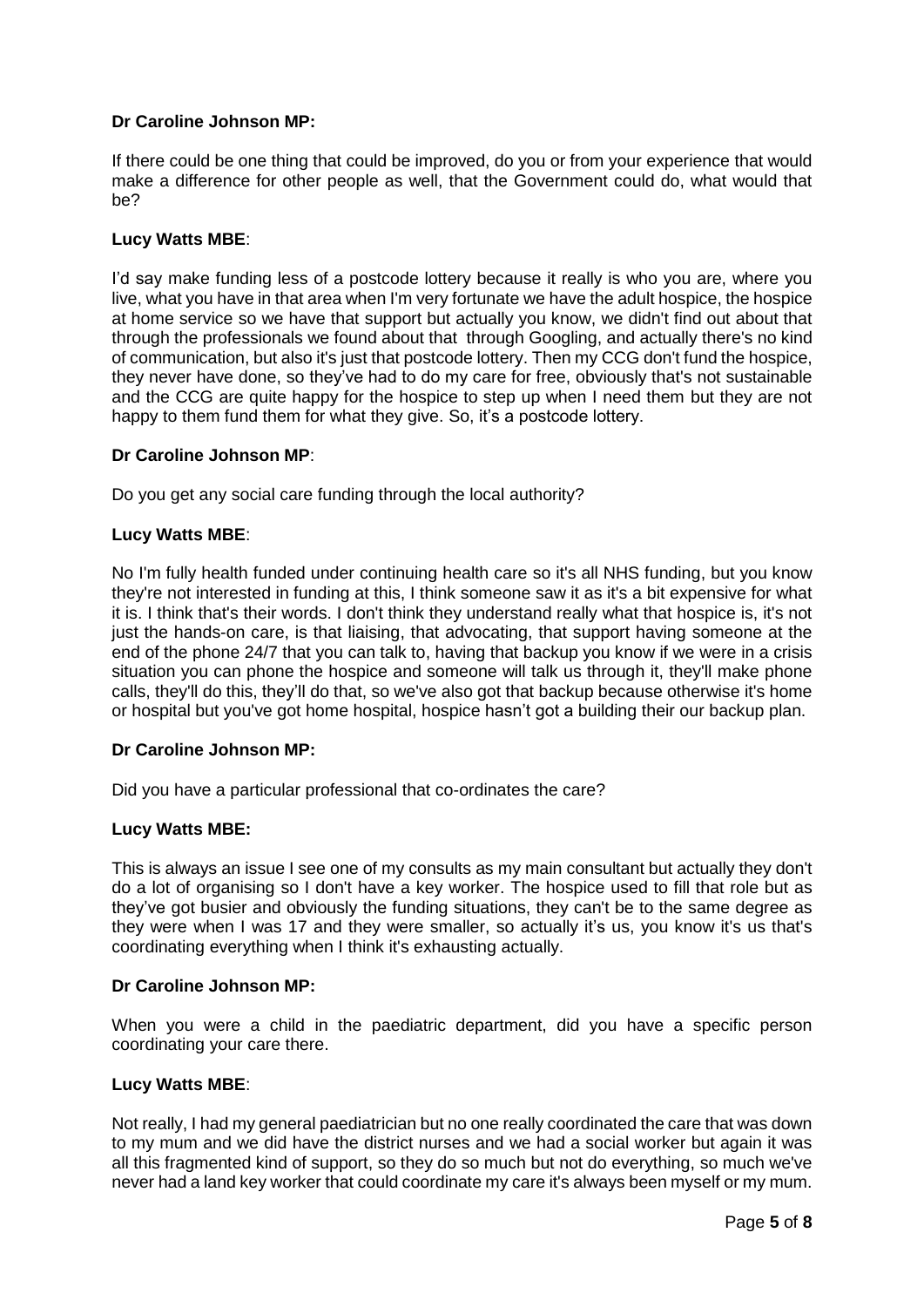**Dr Caroline Johnson MP:**

If there could be one thing that could be improved, do you or from your experience that would make a difference for other people as well, that the Government could do, what would that be?

**Lucy Watts MBE**:

I'd say make funding less of a postcode lottery because it really is who you are, where you live, what you have in that area when I'm very fortunate we have the adult hospice, the hospice at home service so we have that support but actually you know, we didn't find out about that through the professionals we found about that through Googling, and actually there's no kind of communication, but also it's just that postcode lottery. Then my CCG don't fund the hospice, they never have done, so they've had to do my care for free, obviously that's not sustainable and the CCG are quite happy for the hospice to step up when I need them but they are not happy to them fund them for what they give. So, it's a postcode lottery.

**Dr Caroline Johnson MP**:

Do you get any social care funding through the local authority?

**Lucy Watts MBE**:

No I'm fully health funded under continuing health care so it's all NHS funding, but you know they're not interested in funding at this, I think someone saw it as it's a bit expensive for what it is. I think that's their words. I don't think they understand really what that hospice is, it's not just the hands-on care, is that liaising, that advocating, that support having someone at the end of the phone 24/7 that you can talk to, having that backup you know if we were in a crisis situation you can phone the hospice and someone will talk us through it, they'll make phone calls, they'll do this, they'll do that, so we've also got that backup because otherwise it's home or hospital but you've got home hospital, hospice hasn't got a building their our backup plan.

**Dr Caroline Johnson MP:**

Did you have a particular professional that co-ordinates the care?

**Lucy Watts MBE:**

This is always an issue I see one of my consults as my main consultant but actually they don't do a lot of organising so I don't have a key worker. The hospice used to fill that role but as they've got busier and obviously the funding situations, they can't be to the same degree as they were when I was 17 and they were smaller, so actually it's us, you know it's us that's coordinating everything when I think it's exhausting actually.

**Dr Caroline Johnson MP:**

When you were a child in the paediatric department, did you have a specific person coordinating your care there.

**Lucy Watts MBE**:

Not really, I had my general paediatrician but no one really coordinated the care that was down to my mum and we did have the district nurses and we had a social worker but again it was all this fragmented kind of support, so they do so much but not do everything, so much we've never had a land key worker that could coordinate my care it's always been myself or my mum.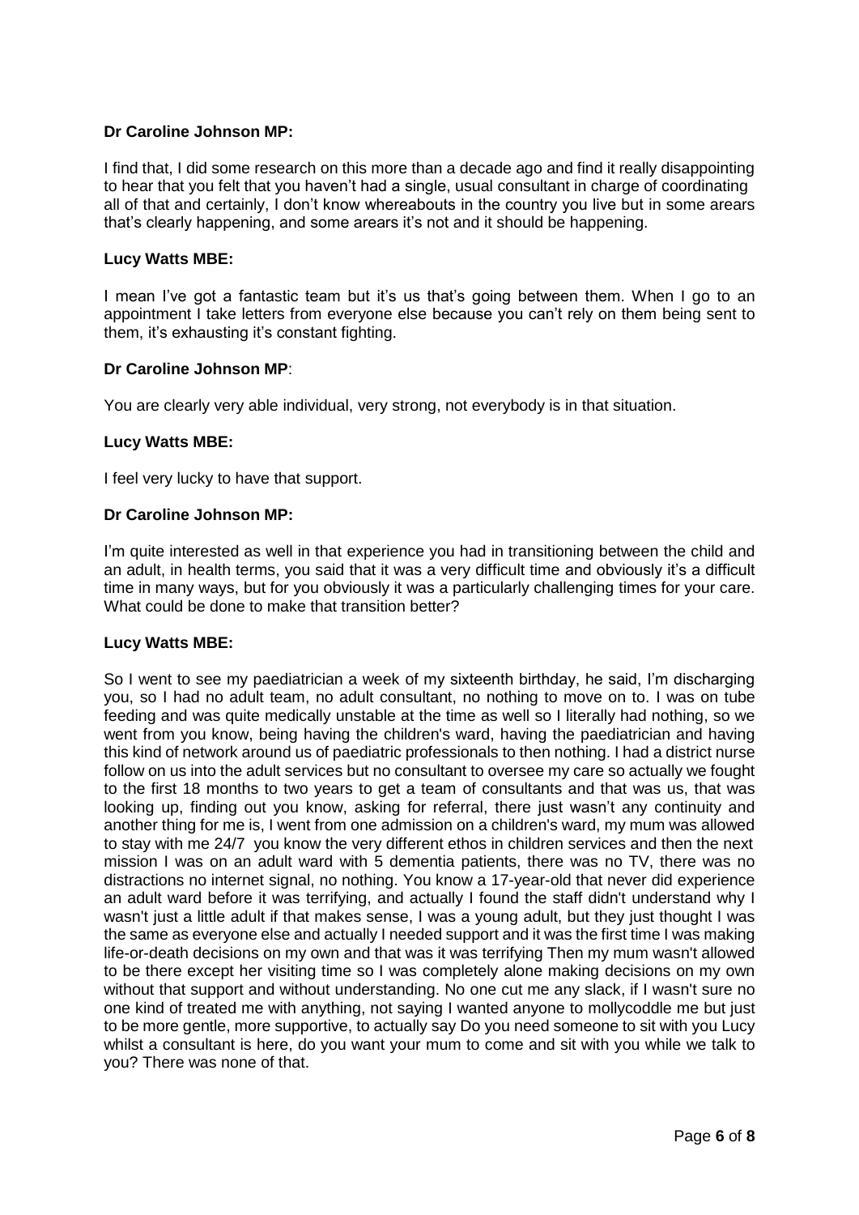**Dr Caroline Johnson MP:**

I find that, I did some research on this more than a decade ago and find it really disappointing to hear that you felt that you haven't had a single, usual consultant in charge of coordinating all of that and certainly, I don't know whereabouts in the country you live but in some arears that's clearly happening, and some arears it's not and it should be happening.

**Lucy Watts MBE:**

I mean I've got a fantastic team but it's us that's going between them. When I go to an appointment I take letters from everyone else because you can't rely on them being sent to them, it's exhausting it's constant fighting.

**Dr Caroline Johnson MP**:

You are clearly very able individual, very strong, not everybody is in that situation.

**Lucy Watts MBE:**

I feel very lucky to have that support.

**Dr Caroline Johnson MP:**

I'm quite interested as well in that experience you had in transitioning between the child and an adult, in health terms, you said that it was a very difficult time and obviously it's a difficult time in many ways, but for you obviously it was a particularly challenging times for your care. What could be done to make that transition better?

**Lucy Watts MBE:**

So I went to see my paediatrician a week of my sixteenth birthday, he said, I'm discharging you, so I had no adult team, no adult consultant, no nothing to move on to. I was on tube feeding and was quite medically unstable at the time as well so I literally had nothing, so we went from you know, being having the children's ward, having the paediatrician and having this kind of network around us of paediatric professionals to then nothing. I had a district nurse follow on us into the adult services but no consultant to oversee my care so actually we fought to the first 18 months to two years to get a team of consultants and that was us, that was looking up, finding out you know, asking for referral, there just wasn't any continuity and another thing for me is, I went from one admission on a children's ward, my mum was allowed to stay with me 24/7 you know the very different ethos in children services and then the next mission I was on an adult ward with 5 dementia patients, there was no TV, there was no distractions no internet signal, no nothing. You know a 17-year-old that never did experience an adult ward before it was terrifying, and actually I found the staff didn't understand why I wasn't just a little adult if that makes sense, I was a young adult, but they just thought I was the same as everyone else and actually I needed support and it was the first time I was making life-or-death decisions on my own and that was it was terrifying Then my mum wasn't allowed to be there except her visiting time so I was completely alone making decisions on my own without that support and without understanding. No one cut me any slack, if I wasn't sure no one kind of treated me with anything, not saying I wanted anyone to mollycoddle me but just to be more gentle, more supportive, to actually say Do you need someone to sit with you Lucy whilst a consultant is here, do you want your mum to come and sit with you while we talk to you? There was none of that.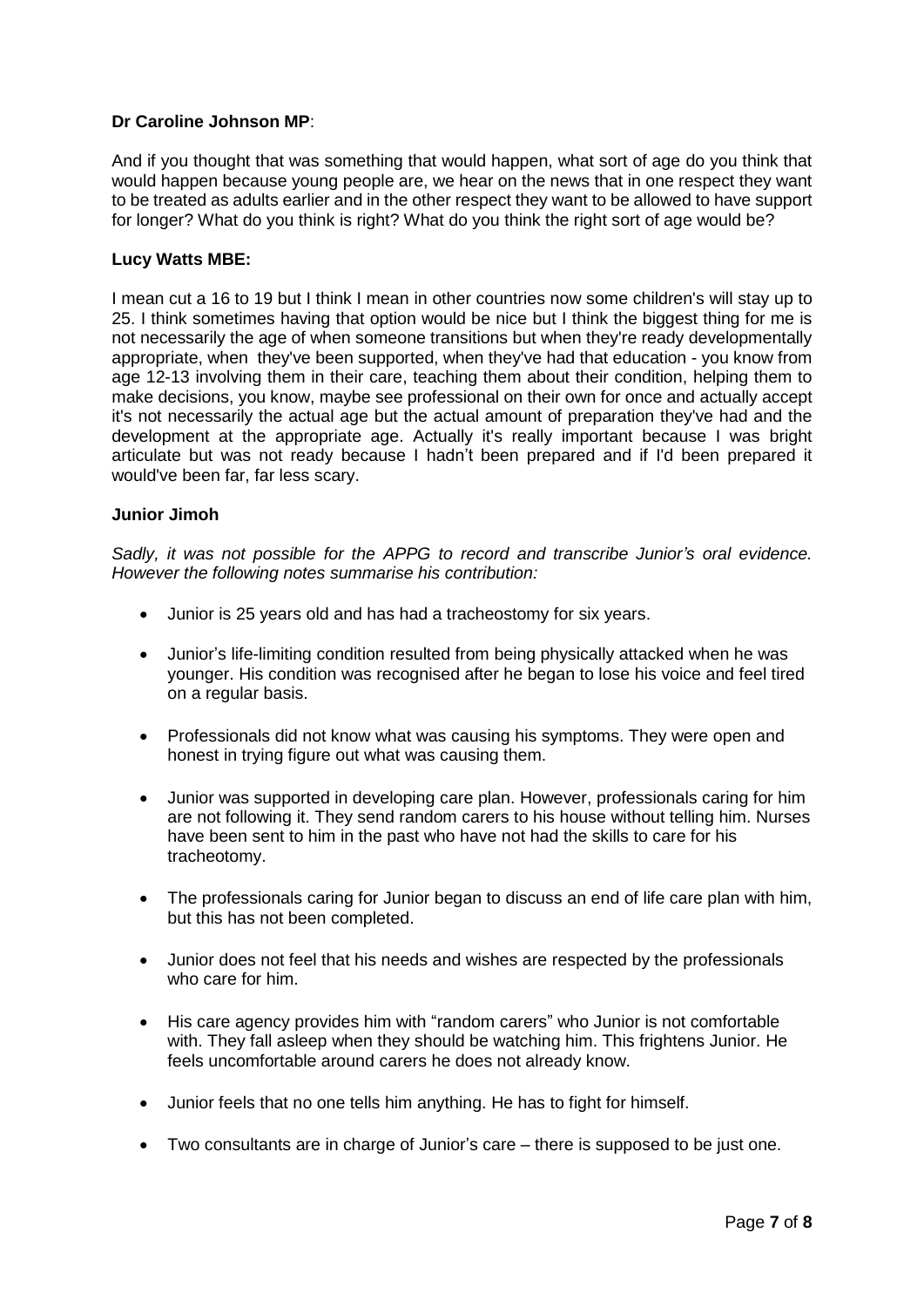**Dr Caroline Johnson MP**:

And if you thought that was something that would happen, what sort of age do you think that would happen because young people are, we hear on the news that in one respect they want to be treated as adults earlier and in the other respect they want to be allowed to have support for longer? What do you think is right? What do you think the right sort of age would be?

**Lucy Watts MBE:**

I mean cut a 16 to 19 but I think I mean in other countries now some children's will stay up to 25. I think sometimes having that option would be nice but I think the biggest thing for me is not necessarily the age of when someone transitions but when they're ready developmentally appropriate, when they've been supported, when they've had that education - you know from age 12-13 involving them in their care, teaching them about their condition, helping them to make decisions, you know, maybe see professional on their own for once and actually accept it's not necessarily the actual age but the actual amount of preparation they've had and the development at the appropriate age. Actually it's really important because I was bright articulate but was not ready because I hadn't been prepared and if I'd been prepared it would've been far, far less scary.

**Junior Jimoh**

*Sadly, it was not possible for the APPG to record and transcribe Junior's oral evidence. However the following notes summarise his contribution:*

- Junior is 25 years old and has had a tracheostomy for six years.
- Junior's life-limiting condition resulted from being physically attacked when he was younger. His condition was recognised after he began to lose his voice and feel tired on a regular basis.
- Professionals did not know what was causing his symptoms. They were open and honest in trying figure out what was causing them.
- Junior was supported in developing care plan. However, professionals caring for him are not following it. They send random carers to his house without telling him. Nurses have been sent to him in the past who have not had the skills to care for his tracheotomy.
- The professionals caring for Junior began to discuss an end of life care plan with him, but this has not been completed.
- Junior does not feel that his needs and wishes are respected by the professionals who care for him.
- His care agency provides him with "random carers" who Junior is not comfortable with. They fall asleep when they should be watching him. This frightens Junior. He feels uncomfortable around carers he does not already know.
- Junior feels that no one tells him anything. He has to fight for himself.
- Two consultants are in charge of Junior's care – there is supposed to be just one.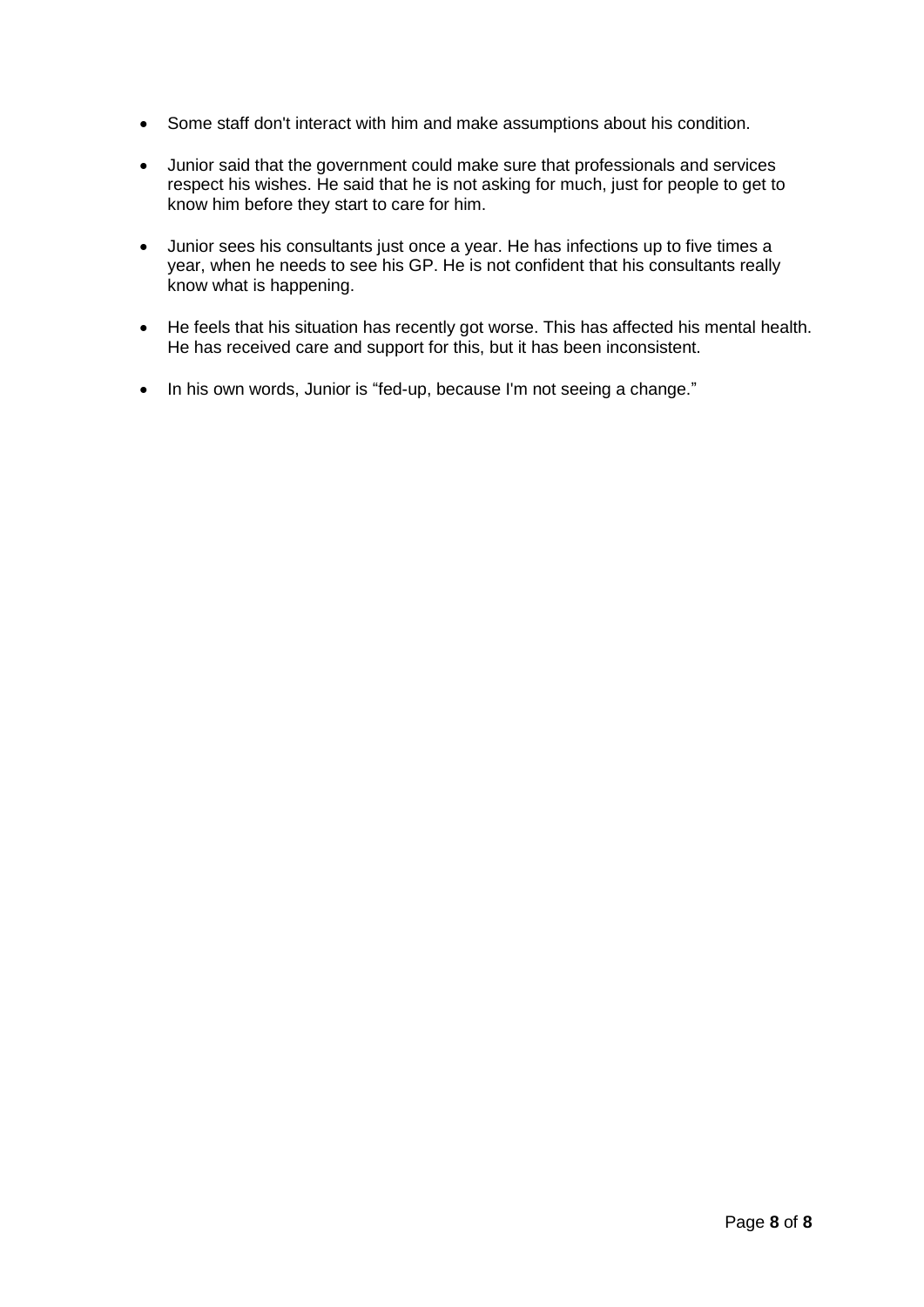- Some staff don't interact with him and make assumptions about his condition.
- Junior said that the government could make sure that professionals and services respect his wishes. He said that he is not asking for much, just for people to get to know him before they start to care for him.
- Junior sees his consultants just once a year. He has infections up to five times a year, when he needs to see his GP. He is not confident that his consultants really know what is happening.
- He feels that his situation has recently got worse. This has affected his mental health. He has received care and support for this, but it has been inconsistent.
- In his own words, Junior is "fed-up, because I'm not seeing a change."